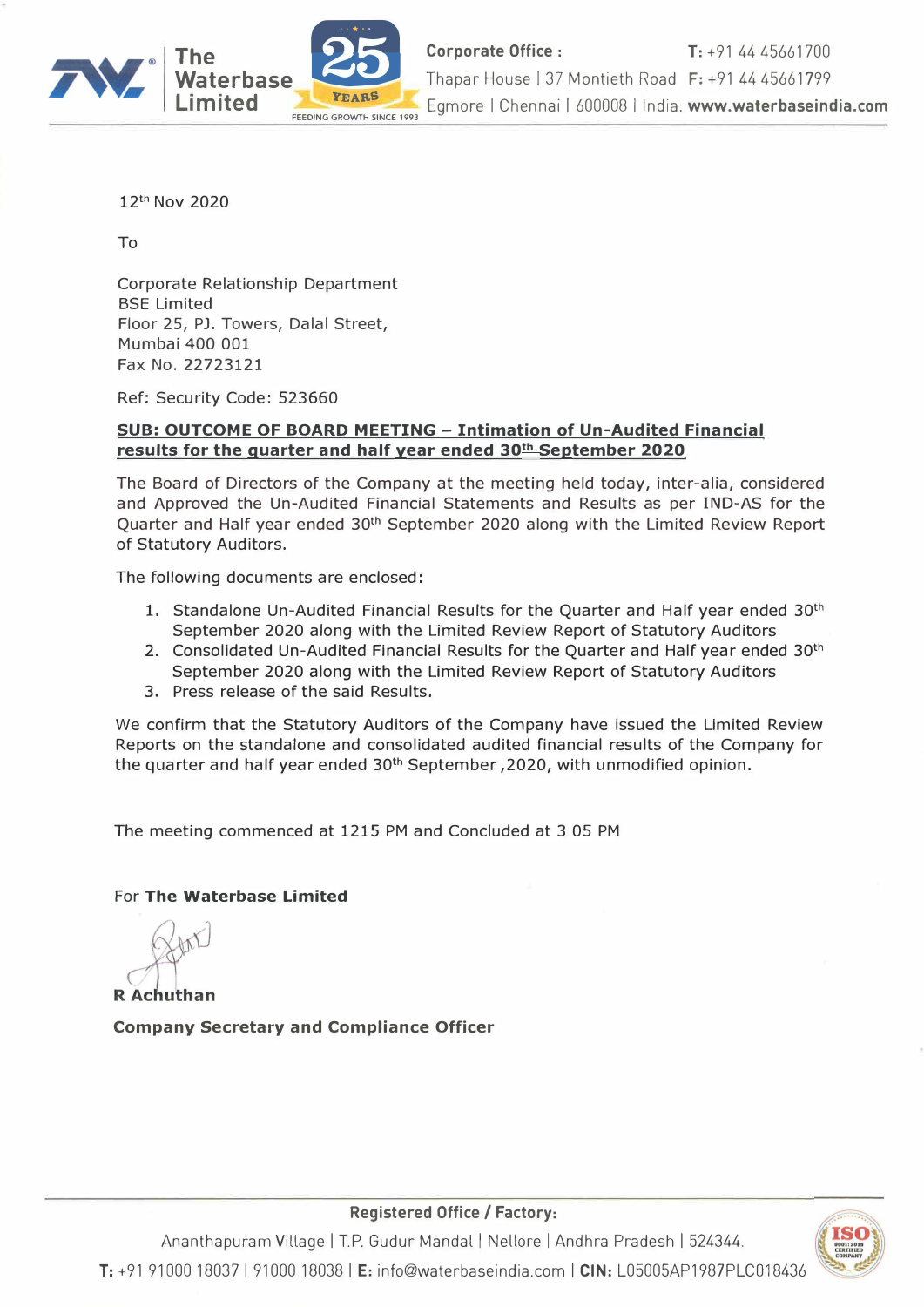The Waterbase Limited

FEEDING GROWTH SINCE 1993

Corporate Office :
Thapar House | 37 Montieth Road
Egmore | Chennai | 600008 | India.
T: +91 44 45661700
F: +91 44 45661799
www.waterbaseindia.com

12th Nov 2020

To

Corporate Relationship Department
BSE Limited
Floor 25, PJ. Towers, Dalal Street,
Mumbai 400 001
Fax No. 22723121

Ref: Security Code: 523660

**SUB: OUTCOME OF BOARD MEETING – Intimation of Un-Audited Financial results for the quarter and half year ended 30th September 2020**

The Board of Directors of the Company at the meeting held today, inter-alia, considered and Approved the Un-Audited Financial Statements and Results as per IND-AS for the Quarter and Half year ended 30th September 2020 along with the Limited Review Report of Statutory Auditors.

The following documents are enclosed:

1. Standalone Un-Audited Financial Results for the Quarter and Half year ended 30th September 2020 along with the Limited Review Report of Statutory Auditors
2. Consolidated Un-Audited Financial Results for the Quarter and Half year ended 30th September 2020 along with the Limited Review Report of Statutory Auditors
3. Press release of the said Results.

We confirm that the Statutory Auditors of the Company have issued the Limited Review Reports on the standalone and consolidated audited financial results of the Company for the quarter and half year ended 30th September ,2020, with unmodified opinion.

The meeting commenced at 1215 PM and Concluded at 3 05 PM

For **The Waterbase Limited**

**R Achuthan**

**Company Secretary and Compliance Officer**

**Registered Office / Factory:**
Ananthapuram Village | T.P. Gudur Mandal | Nellore | Andhra Pradesh | 524344.
**T:** +91 91000 18037 | 91000 18038 | **E:** info@waterbaseindia.com | **CIN:** L05005AP1987PLC018436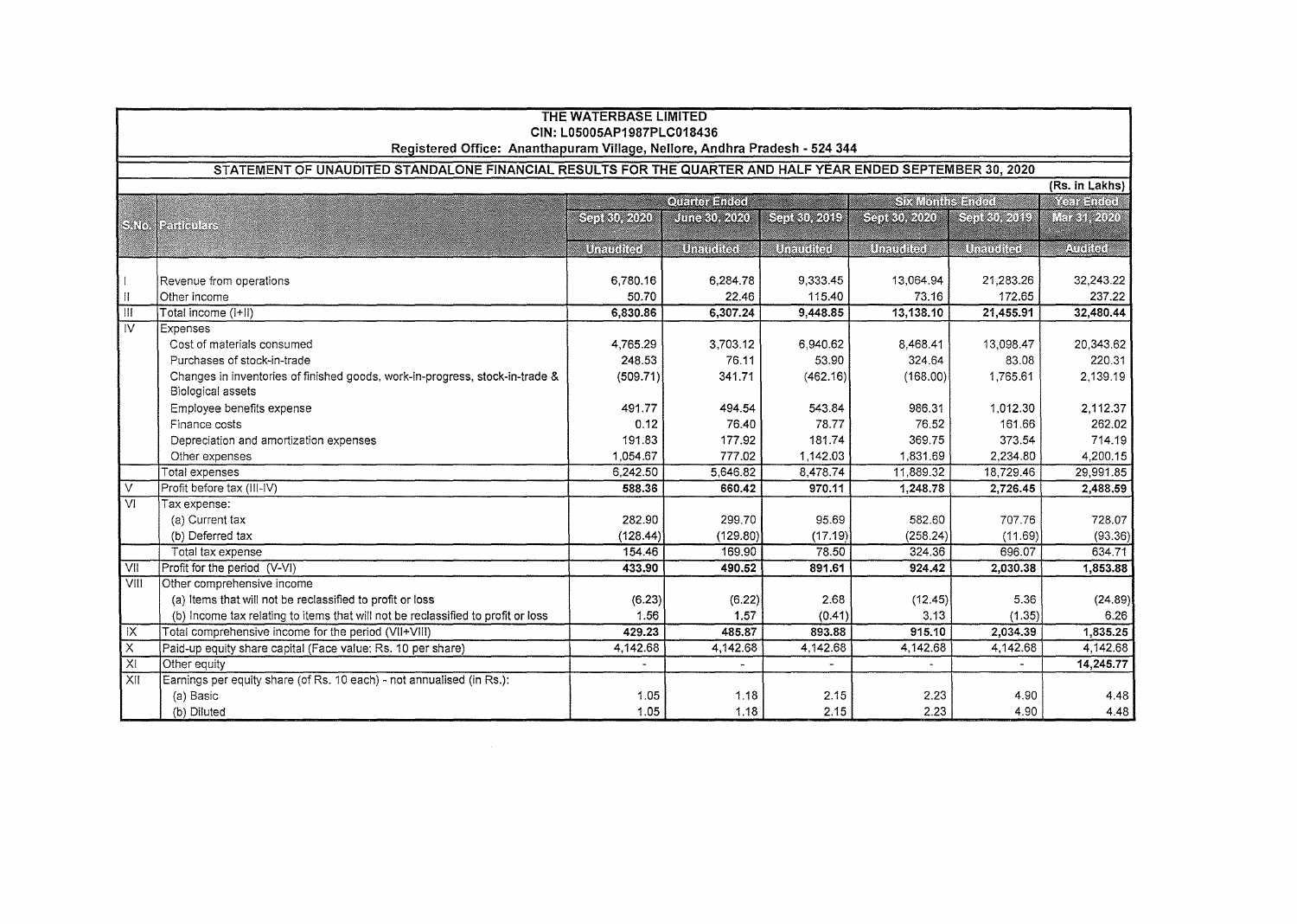# THE WATERBASE LIMITED

**CIN: L05005AP1987PLC018436**

**Registered Office: Ananthapuram Village, Nellore, Andhra Pradesh - 524 344**

## STATEMENT OF UNAUDITED STANDALONE FINANCIAL RESULTS FOR THE QUARTER AND HALF YEAR ENDED SEPTEMBER 30, 2020

(Rs. in Lakhs)

| S.No. | Particulars | Quarter Ended | | | Six Months Ended | | Year Ended |
|---|---|---|---|---|---|---|---|
| | | Sept 30, 2020 | June 30, 2020 | Sept 30, 2019 | Sept 30, 2020 | Sept 30, 2019 | Mar 31, 2020 |
| | | Unaudited | Unaudited | Unaudited | Unaudited | Unaudited | Audited |
| I | Revenue from operations | 6,780.16 | 6,284.78 | 9,333.45 | 13,064.94 | 21,283.26 | 32,243.22 |
| II | Other income | 50.70 | 22.46 | 115.40 | 73.16 | 172.65 | 237.22 |
| III | Total income (I+II) | **6,830.86** | **6,307.24** | **9,448.85** | **13,138.10** | **21,455.91** | **32,480.44** |
| IV | Expenses | | | | | | |
| | Cost of materials consumed | 4,765.29 | 3,703.12 | 6,940.62 | 8,468.41 | 13,098.47 | 20,343.62 |
| | Purchases of stock-in-trade | 248.53 | 76.11 | 53.90 | 324.64 | 83.08 | 220.31 |
| | Changes in inventories of finished goods, work-in-progress, stock-in-trade & Biological assets | (509.71) | 341.71 | (462.16) | (168.00) | 1,765.61 | 2,139.19 |
| | Employee benefits expense | 491.77 | 494.54 | 543.84 | 986.31 | 1,012.30 | 2,112.37 |
| | Finance costs | 0.12 | 76.40 | 78.77 | 76.52 | 161.66 | 262.02 |
| | Depreciation and amortization expenses | 191.83 | 177.92 | 181.74 | 369.75 | 373.54 | 714.19 |
| | Other expenses | 1,054.67 | 777.02 | 1,142.03 | 1,831.69 | 2,234.80 | 4,200.15 |
| | Total expenses | 6,242.50 | 5,646.82 | 8,478.74 | 11,889.32 | 18,729.46 | 29,991.85 |
| V | Profit before tax (III-IV) | **588.36** | **660.42** | **970.11** | **1,248.78** | **2,726.45** | **2,488.59** |
| VI | Tax expense: | | | | | | |
| | (a) Current tax | 282.90 | 299.70 | 95.69 | 582.60 | 707.76 | 728.07 |
| | (b) Deferred tax | (128.44) | (129.80) | (17.19) | (258.24) | (11.69) | (93.36) |
| | Total tax expense | 154.46 | 169.90 | 78.50 | 324.36 | 696.07 | 634.71 |
| VII | Profit for the period (V-VI) | **433.90** | **490.52** | **891.61** | **924.42** | **2,030.38** | **1,853.88** |
| VIII | Other comprehensive income | | | | | | |
| | (a) Items that will not be reclassified to profit or loss | (6.23) | (6.22) | 2.68 | (12.45) | 5.36 | (24.89) |
| | (b) Income tax relating to items that will not be reclassified to profit or loss | 1.56 | 1.57 | (0.41) | 3.13 | (1.35) | 6.26 |
| IX | Total comprehensive income for the period (VII+VIII) | **429.23** | **485.87** | **893.88** | **915.10** | **2,034.39** | **1,835.25** |
| X | Paid-up equity share capital (Face value: Rs. 10 per share) | 4,142.68 | 4,142.68 | 4,142.68 | 4,142.68 | 4,142.68 | 4,142.68 |
| XI | Other equity | - | - | - | - | - | **14,245.77** |
| XII | Earnings per equity share (of Rs. 10 each) - not annualised (in Rs.): | | | | | | |
| | (a) Basic | 1.05 | 1.18 | 2.15 | 2.23 | 4.90 | 4.48 |
| | (b) Diluted | 1.05 | 1.18 | 2.15 | 2.23 | 4.90 | 4.48 |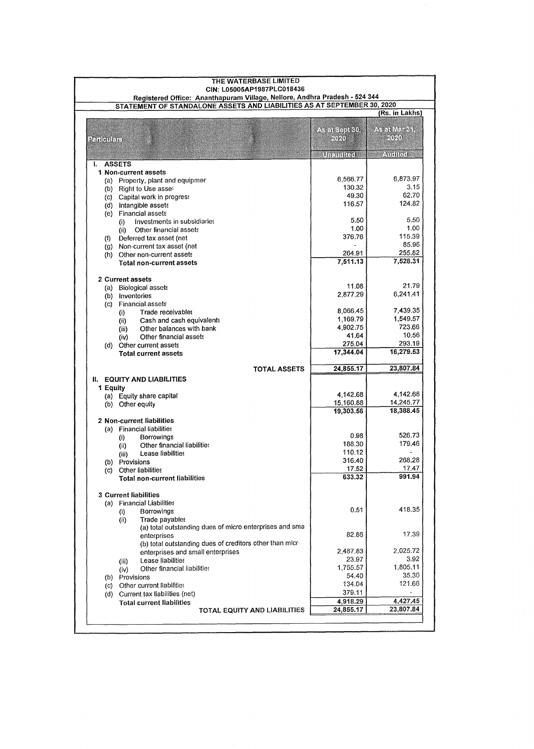**THE WATERBASE LIMITED**
**CIN: L05005AP1987PLC018436**
**Registered Office: Ananthapuram Village, Nellore, Andhra Pradesh - 524 344**

**STATEMENT OF STANDALONE ASSETS AND LIABILITIES AS AT SEPTEMBER 30, 2020**

(Rs. in Lakhs)

| Particulars | As at Sept 30, 2020 | As at Mar 31, 2020 |
|---|---|---|
| | Unaudited | Audited |
| **I. ASSETS** | | |
| **1 Non-current assets** | | |
| (a) Property, plant and equipmer | 6,566.77 | 6,873.97 |
| (b) Right to Use asset | 130.32 | 3.15 |
| (c) Capital work in progress | 49.30 | 62.70 |
| (d) Intangible assets | 116.57 | 124.82 |
| (e) Financial assets | | |
| (i) Investments in subsidiaries | 5.50 | 5.50 |
| (ii) Other financial assets | 1.00 | 1.00 |
| (f) Deferred tax asset (net | 376.76 | 115.39 |
| (g) Non-current tax asset (net | - | 85.96 |
| (h) Other non-current assets | 264.91 | 255.82 |
| **Total non-current assets** | 7,511.13 | 7,528.31 |
| **2 Current assets** | | |
| (a) Biological assets | 11.08 | 21.79 |
| (b) Inventories | 2,877.29 | 6,241.41 |
| (c) Financial assets | | |
| (i) Trade receivables | 8,066.45 | 7,439.35 |
| (ii) Cash and cash equivalents | 1,169.79 | 1,549.57 |
| (iii) Other balances with bank | 4,902.75 | 723.66 |
| (iv) Other financial assets | 41.64 | 10.56 |
| (d) Other current assets | 275.04 | 293.19 |
| **Total current assets** | 17,344.04 | 16,279.53 |
| **TOTAL ASSETS** | 24,855.17 | 23,807.84 |
| **II. EQUITY AND LIABILITIES** | | |
| **1 Equity** | | |
| (a) Equity share capital | 4,142.68 | 4,142.68 |
| (b) Other equity | 15,160.88 | 14,245.77 |
| | 19,303.56 | 18,388.45 |
| **2 Non-current liabilities** | | |
| (a) Financial liabilities | | |
| (i) Borrowings | 0.98 | 526.73 |
| (ii) Other financial liabilities | 188.30 | 179.46 |
| (iii) Lease liabilities | 110.12 | - |
| (b) Provisions | 316.40 | 268.28 |
| (c) Other liabilities | 17.52 | 17.47 |
| **Total non-current liabilities** | 633.32 | 991.94 |
| **3 Current liabilities** | | |
| (a) Financial Liabilities | | |
| (i) Borrowings | 0.51 | 418.35 |
| (ii) Trade payables | | |
| (a) total outstanding dues of micro enterprises and sma enterprises | 82.86 | 17.39 |
| (b) total outstanding dues of creditors other than micr enterprises and small enterprises | 2,487.83 | 2,025.72 |
| (iii) Lease liabilities | 23.97 | 3.92 |
| (iv) Other financial liabilities | 1,755.57 | 1,805.11 |
| (b) Provisions | 54.40 | 35.30 |
| (c) Other current liabilities | 134.04 | 121.66 |
| (d) Current tax liabilities (net) | 379.11 | - |
| **Total current liabilities** | 4,918.29 | 4,427.45 |
| **TOTAL EQUITY AND LIABILITIES** | 24,855.17 | 23,807.84 |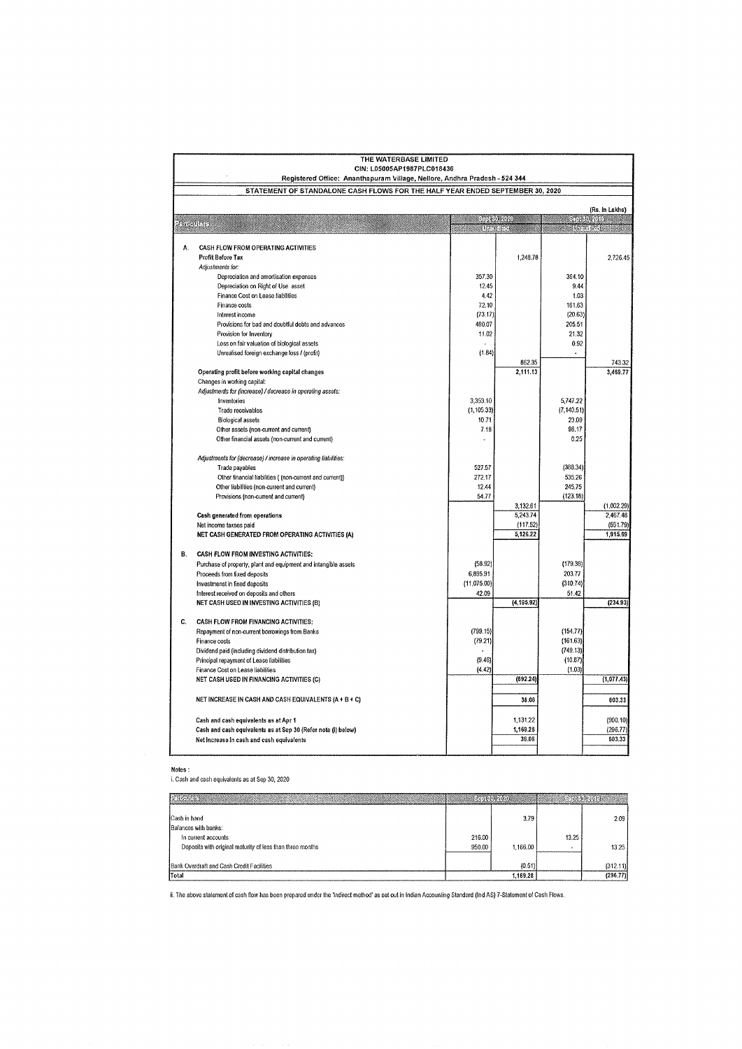# THE WATERBASE LIMITED

CIN: L05005AP1987PLC018436

Registered Office: Ananthapuram Village, Nellore, Andhra Pradesh - 524 344

## STATEMENT OF STANDALONE CASH FLOWS FOR THE HALF YEAR ENDED SEPTEMBER 30, 2020

(Rs. In Lakhs)

| Particulars | Sept 30, 2020 | | Sept 30, 2019 | |
|---|---|---|---|---|
| | Unaudited | | Unaudited | |
| **A. CASH FLOW FROM OPERATING ACTIVITIES** | | | | |
| **Profit Before Tax** | | 1,248.78 | | 2,726.45 |
| *Adjustments for:* | | | | |
| Depreciation and amortisation expenses | 357.30 | | 364.10 | |
| Depreciation on Right of Use asset | 12.45 | | 9.44 | |
| Finance Cost on Lease liabilities | 4.42 | | 1.03 | |
| Finance costs | 72.10 | | 161.63 | |
| Interest income | (73.17) | | (20.63) | |
| Provisions for bad and doubtful debts and advances | 480.07 | | 205.51 | |
| Provision for Inventory | 11.02 | | 21.32 | |
| Loss on fair valuation of biological assets | - | | 0.92 | |
| Unrealised foreign exchange loss / (profit) | (1.84) | | - | |
| | | 862.35 | | 743.32 |
| **Operating profit before working capital changes** | | 2,111.13 | | 3,469.77 |
| Changes in working capital: | | | | |
| *Adjustments for (increase) / decrease in operating assets:* | | | | |
| Inventories | 3,353.10 | | 5,747.22 | |
| Trade receivables | (1,105.33) | | (7,140.51) | |
| Biological assets | 10.71 | | 23.09 | |
| Other assets (non-current and current) | 7.18 | | 96.17 | |
| Other financial assets (non-current and current) | - | | 0.25 | |
| *Adjustments for (decrease) / increase in operating liabilities:* | | | | |
| Trade payables | 527.57 | | (388.34) | |
| Other financial liabilities ( (non-current and current)) | 272.17 | | 535.26 | |
| Other liabilities (non-current and current) | 12.44 | | 245.75 | |
| Provisions (non-current and current) | 54.77 | | (123.18) | |
| | | 3,132.61 | | (1,002.29) |
| **Cash generated from operations** | | 5,243.74 | | 2,467.48 |
| Net income taxes paid | | (117.52) | | (551.79) |
| **NET CASH GENERATED FROM OPERATING ACTIVITIES (A)** | | 5,126.22 | | 1,915.69 |
| **B. CASH FLOW FROM INVESTING ACTIVITIES:** | | | | |
| Purchase of property, plant and equipment and intangible assets | (58.92) | | (179.38) | |
| Proceeds from fixed deposits | 6,895.91 | | 203.77 | |
| Investment in fixed deposits | (11,075.00) | | (310.74) | |
| Interest received on deposits and others | 42.09 | | 51.42 | |
| **NET CASH USED IN INVESTING ACTIVITIES (B)** | | (4,195.92) | | (234.93) |
| **C. CASH FLOW FROM FINANCING ACTIVITIES:** | | | | |
| Repayment of non-current borrowings from Banks | (799.15) | | (154.77) | |
| Finance costs | (79.21) | | (161.63) | |
| Dividend paid (including dividend distribution tax) | - | | (749.13) | |
| Principal repayment of Lease liabilities | (9.46) | | (10.87) | |
| Finance Cost on Lease liabilities | (4.42) | | (1.03) | |
| **NET CASH USED IN FINANCING ACTIVITIES (C)** | | (892.24) | | (1,077.43) |
| **NET INCREASE IN CASH AND CASH EQUIVALENTS (A + B + C)** | | 38.06 | | 603.33 |
| Cash and cash equivalents as at Apr 1 | | 1,131.22 | | (900.10) |
| **Cash and cash equivalents as at Sep 30 (Refer note (i) below)** | | 1,169.28 | | (296.77) |
| **Net Increase in cash and cash equivalents** | | 38.06 | | 603.33 |

**Notes :**

i. Cash and cash equivalents as at Sep 30, 2020

| Particulars | Sept 30, 2020 | | Sept 30, 2019 | |
|---|---|---|---|---|
| Cash in hand | | 3.79 | | 2.09 |
| Balances with banks: | | | | |
| In current accounts | 216.00 | | 13.25 | |
| Deposits with original maturity of less than three months | 950.00 | 1,166.00 | - | 13.25 |
| Bank Overdraft and Cash Credit Facilities | | (0.51) | | (312.11) |
| Total | | 1,169.28 | | (296.77) |

ii. The above statement of cash flow has been prepared under the 'Indirect method' as set out in Indian Accounting Standard (Ind AS) 7-Statement of Cash Flows.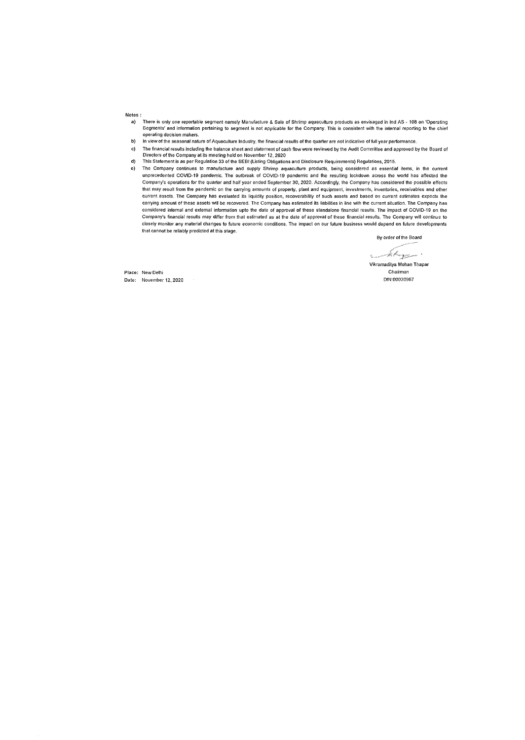Notes :

a) There is only one reportable segment namely Manufacture & Sale of Shrimp aquaculture products as envisaged in Ind AS - 108 on 'Operating Segments' and information pertaining to segment is not applicable for the Company. This is consistent with the internal reporting to the chief operating decision makers.

b) In view of the seasonal nature of Aquaculture Industry, the financial results of the quarter are not indicative of full year performance.

c) The financial results including the balance sheet and statement of cash flow were reviewed by the Audit Committee and approved by the Board of Directors of the Company at its meeting held on November 12, 2020

d) This Statement is as per Regulation 33 of the SEBI (Listing Obligations and Disclosure Requirements) Regulations, 2015.

e) The Company continues to manufacture and supply Shrimp aquaculture products, being considered as essential items, in the current unprecedented COVID-19 pandemic. The outbreak of COVID-19 pandemic and the resulting lockdown across the world has affected the Company's operations for the quarter and half year ended September 30, 2020. Accordingly, the Company has considered the possible effects that may result from the pandemic on the carrying amounts of property, plant and equipment, investments, inventories, receivables and other current assets. The Company has evaluated its liquidity position, recoverability of such assets and based on current estimates expects the carrying amount of these assets will be recovered. The Company has estimated its liabilities in line with the current situation. The Company has considered internal and external information upto the date of approval of these standalone financial results. The impact of COVID-19 on the Company's financial results may differ from that estimated as at the date of approval of these financial results. The Company will continue to closely monitor any material changes to future economic conditions. The impact on our future business would depend on future developments that cannot be reliably predicted at this stage.

By order of the Board

Vikramaditya Mohan Thapar
Chairman
DIN:00030967

Place: New Delhi
Date: November 12, 2020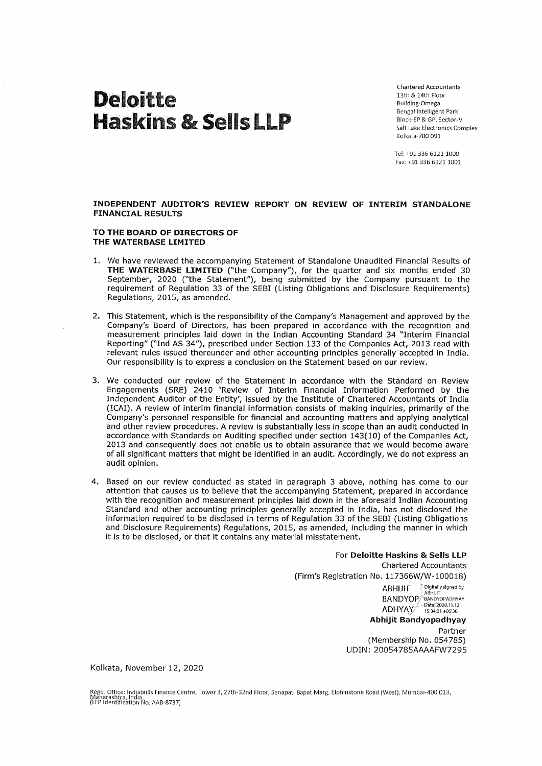# Deloitte Haskins & Sells LLP

Chartered Accountants
13th & 14th Floor
Building-Omega
Bengal Intelligent Park
Block-EP & GP, Sector-V
Salt Lake Electronics Complex
Kolkata-700 091

Tel: +91 336 6121 1000
Fax: +91 336 6121 1001

## INDEPENDENT AUDITOR'S REVIEW REPORT ON REVIEW OF INTERIM STANDALONE FINANCIAL RESULTS

**TO THE BOARD OF DIRECTORS OF**
**THE WATERBASE LIMITED**

1. We have reviewed the accompanying Statement of Standalone Unaudited Financial Results of **THE WATERBASE LIMITED** ("the Company"), for the quarter and six months ended 30 September, 2020 ("the Statement"), being submitted by the Company pursuant to the requirement of Regulation 33 of the SEBI (Listing Obligations and Disclosure Requirements) Regulations, 2015, as amended.

2. This Statement, which is the responsibility of the Company's Management and approved by the Company's Board of Directors, has been prepared in accordance with the recognition and measurement principles laid down in the Indian Accounting Standard 34 "Interim Financial Reporting" ("Ind AS 34"), prescribed under Section 133 of the Companies Act, 2013 read with relevant rules issued thereunder and other accounting principles generally accepted in India. Our responsibility is to express a conclusion on the Statement based on our review.

3. We conducted our review of the Statement in accordance with the Standard on Review Engagements (SRE) 2410 'Review of Interim Financial Information Performed by the Independent Auditor of the Entity', issued by the Institute of Chartered Accountants of India (ICAI). A review of interim financial information consists of making inquiries, primarily of the Company's personnel responsible for financial and accounting matters and applying analytical and other review procedures. A review is substantially less in scope than an audit conducted in accordance with Standards on Auditing specified under section 143(10) of the Companies Act, 2013 and consequently does not enable us to obtain assurance that we would become aware of all significant matters that might be identified in an audit. Accordingly, we do not express an audit opinion.

4. Based on our review conducted as stated in paragraph 3 above, nothing has come to our attention that causes us to believe that the accompanying Statement, prepared in accordance with the recognition and measurement principles laid down in the aforesaid Indian Accounting Standard and other accounting principles generally accepted in India, has not disclosed the information required to be disclosed in terms of Regulation 33 of the SEBI (Listing Obligations and Disclosure Requirements) Regulations, 2015, as amended, including the manner in which it is to be disclosed, or that it contains any material misstatement.

For **Deloitte Haskins & Sells LLP**
Chartered Accountants
(Firm's Registration No. 117366W/W-100018)

ABHIJIT BANDYOPADHYAY (Digitally signed by ABHIJIT BANDYOPADHYAY Date: 2020.11.12 15:34:21 +05'30')

**Abhijit Bandyopadhyay**
Partner
(Membership No. 054785)
UDIN: 20054785AAAAFW7295

Kolkata, November 12, 2020

Regd. Office: Indiabulls Finance Centre, Tower 3, 27th-32nd Floor, Senapati Bapat Marg, Elphinstone Road (West), Mumbai-400 013, Maharashtra, India.
(LLP Identification No. AAB-8737)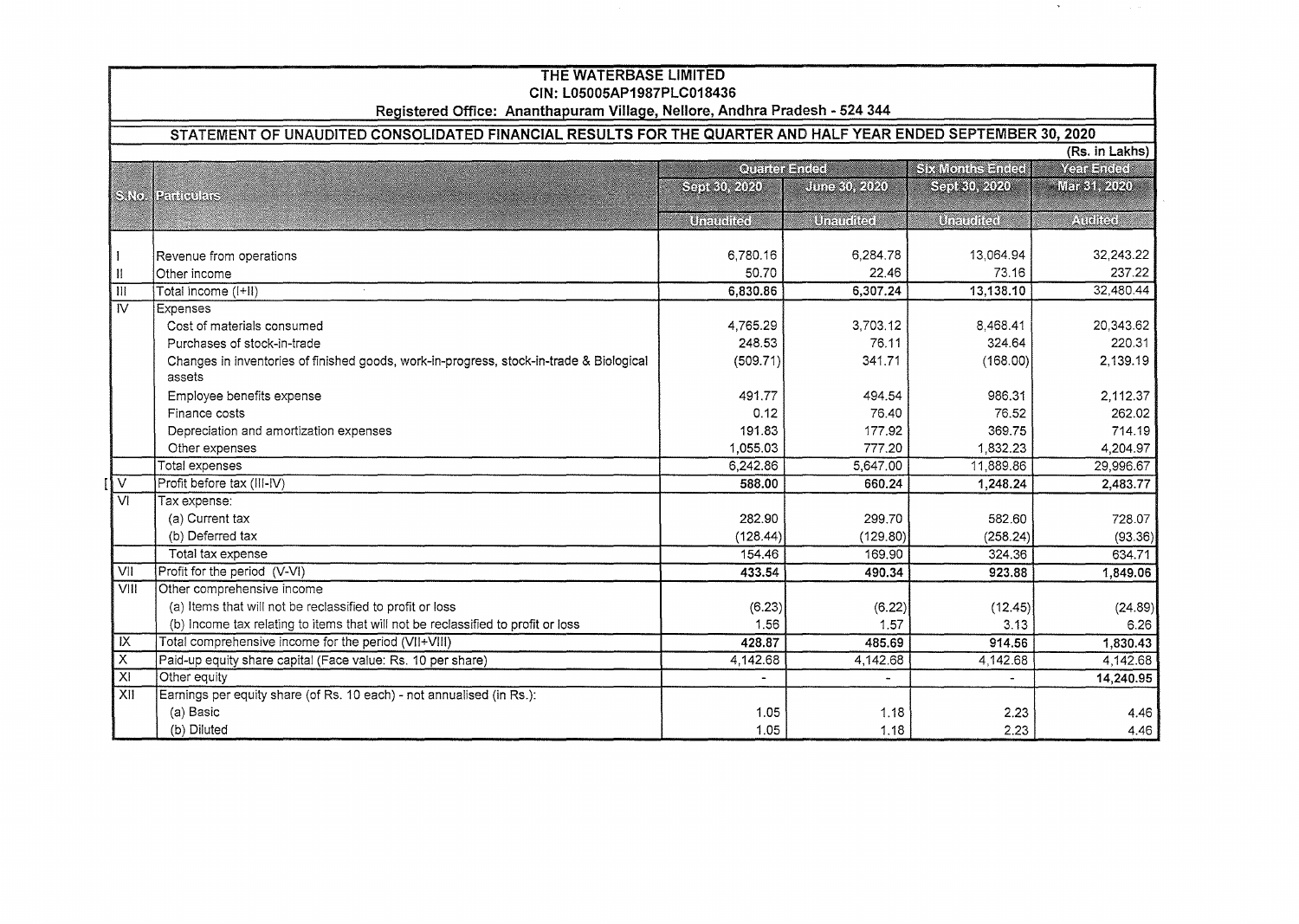# THE WATERBASE LIMITED

**CIN: L05005AP1987PLC018436**

**Registered Office: Ananthapuram Village, Nellore, Andhra Pradesh - 524 344**

## STATEMENT OF UNAUDITED CONSOLIDATED FINANCIAL RESULTS FOR THE QUARTER AND HALF YEAR ENDED SEPTEMBER 30, 2020

(Rs. in Lakhs)

| S.No. | Particulars | Quarter Ended | | Six Months Ended | Year Ended |
|---|---|---|---|---|---|
| | | Sept 30, 2020 | June 30, 2020 | Sept 30, 2020 | Mar 31, 2020 |
| | | Unaudited | Unaudited | Unaudited | Audited |
| I | Revenue from operations | 6,780.16 | 6,284.78 | 13,064.94 | 32,243.22 |
| II | Other income | 50.70 | 22.46 | 73.16 | 237.22 |
| III | Total income (I+II) | **6,830.86** | **6,307.24** | **13,138.10** | 32,480.44 |
| IV | Expenses | | | | |
| | Cost of materials consumed | 4,765.29 | 3,703.12 | 8,468.41 | 20,343.62 |
| | Purchases of stock-in-trade | 248.53 | 76.11 | 324.64 | 220.31 |
| | Changes in inventories of finished goods, work-in-progress, stock-in-trade & Biological assets | (509.71) | 341.71 | (168.00) | 2,139.19 |
| | Employee benefits expense | 491.77 | 494.54 | 986.31 | 2,112.37 |
| | Finance costs | 0.12 | 76.40 | 76.52 | 262.02 |
| | Depreciation and amortization expenses | 191.83 | 177.92 | 369.75 | 714.19 |
| | Other expenses | 1,055.03 | 777.20 | 1,832.23 | 4,204.97 |
| | Total expenses | 6,242.86 | 5,647.00 | 11,889.86 | 29,996.67 |
| V | Profit before tax (III-IV) | **588.00** | **660.24** | **1,248.24** | **2,483.77** |
| VI | Tax expense: | | | | |
| | (a) Current tax | 282.90 | 299.70 | 582.60 | 728.07 |
| | (b) Deferred tax | (128.44) | (129.80) | (258.24) | (93.36) |
| | Total tax expense | 154.46 | 169.90 | 324.36 | 634.71 |
| VII | Profit for the period (V-VI) | **433.54** | **490.34** | **923.88** | **1,849.06** |
| VIII | Other comprehensive income | | | | |
| | (a) Items that will not be reclassified to profit or loss | (6.23) | (6.22) | (12.45) | (24.89) |
| | (b) Income tax relating to items that will not be reclassified to profit or loss | 1.56 | 1.57 | 3.13 | 6.26 |
| IX | Total comprehensive income for the period (VII+VIII) | **428.87** | **485.69** | **914.56** | **1,830.43** |
| X | Paid-up equity share capital (Face value: Rs. 10 per share) | 4,142.68 | 4,142.68 | 4,142.68 | 4,142.68 |
| XI | Other equity | - | - | - | **14,240.95** |
| XII | Earnings per equity share (of Rs. 10 each) - not annualised (in Rs.): | | | | |
| | (a) Basic | 1.05 | 1.18 | 2.23 | 4.46 |
| | (b) Diluted | 1.05 | 1.18 | 2.23 | 4.46 |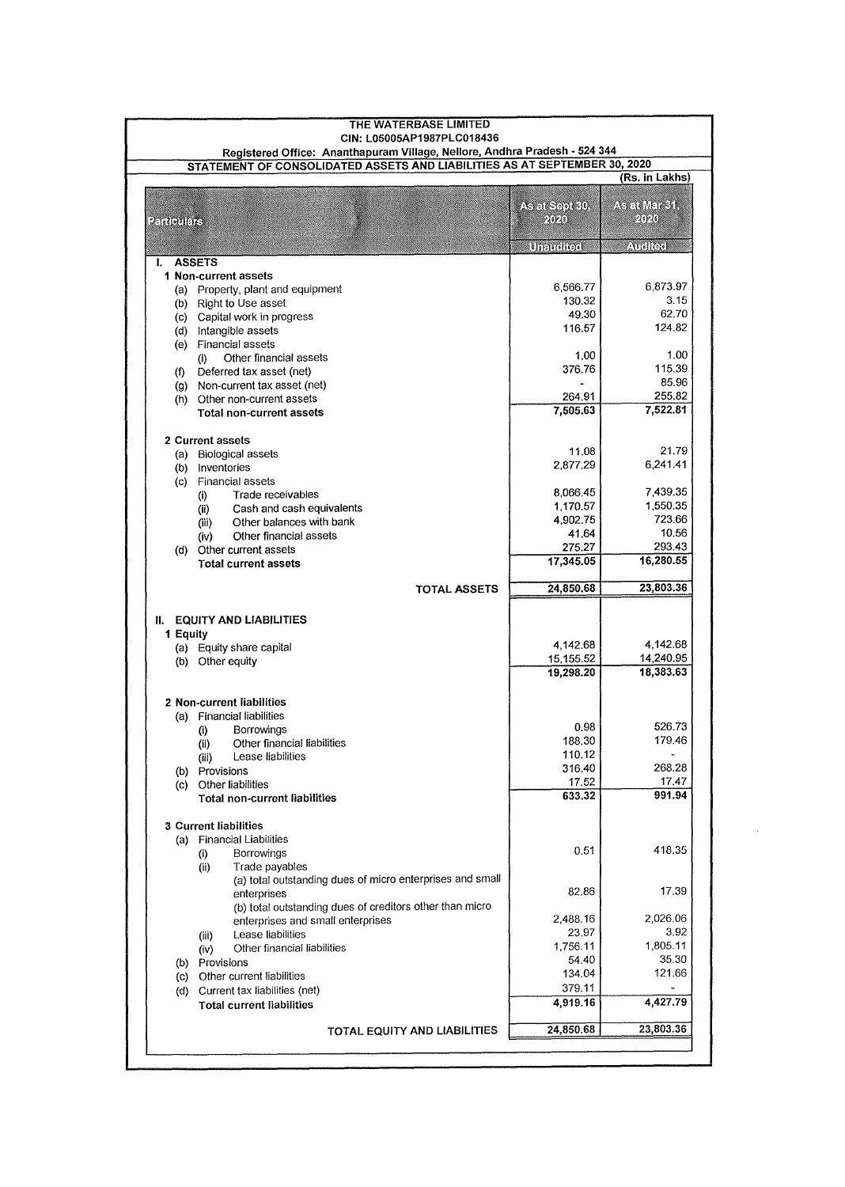# THE WATERBASE LIMITED

**CIN: L05005AP1987PLC018436**

**Registered Office: Ananthapuram Village, Nellore, Andhra Pradesh - 524 344**

**STATEMENT OF CONSOLIDATED ASSETS AND LIABILITIES AS AT SEPTEMBER 30, 2020**

(Rs. in Lakhs)

| Particulars | As at Sept 30, 2020 | As at Mar 31, 2020 |
|---|---|---|
| | Unaudited | Audited |
| **I. ASSETS** | | |
| **1 Non-current assets** | | |
| (a) Property, plant and equipment | 6,566.77 | 6,873.97 |
| (b) Right to Use asset | 130.32 | 3.15 |
| (c) Capital work in progress | 49.30 | 62.70 |
| (d) Intangible assets | 116.57 | 124.82 |
| (e) Financial assets | | |
| (i) Other financial assets | 1.00 | 1.00 |
| (f) Deferred tax asset (net) | 376.76 | 115.39 |
| (g) Non-current tax asset (net) | - | 85.96 |
| (h) Other non-current assets | 264.91 | 255.82 |
| **Total non-current assets** | **7,505.63** | **7,522.81** |
| **2 Current assets** | | |
| (a) Biological assets | 11.08 | 21.79 |
| (b) Inventories | 2,877.29 | 6,241.41 |
| (c) Financial assets | | |
| (i) Trade receivables | 8,066.45 | 7,439.35 |
| (ii) Cash and cash equivalents | 1,170.57 | 1,550.35 |
| (iii) Other balances with bank | 4,902.75 | 723.66 |
| (iv) Other financial assets | 41.64 | 10.56 |
| (d) Other current assets | 275.27 | 293.43 |
| **Total current assets** | **17,345.05** | **16,280.55** |
| **TOTAL ASSETS** | **24,850.68** | **23,803.36** |
| **II. EQUITY AND LIABILITIES** | | |
| **1 Equity** | | |
| (a) Equity share capital | 4,142.68 | 4,142.68 |
| (b) Other equity | 15,155.52 | 14,240.95 |
| | **19,298.20** | **18,383.63** |
| **2 Non-current liabilities** | | |
| (a) Financial liabilities | | |
| (i) Borrowings | 0.98 | 526.73 |
| (ii) Other financial liabilities | 188.30 | 179.46 |
| (iii) Lease liabilities | 110.12 | - |
| (b) Provisions | 316.40 | 268.28 |
| (c) Other liabilities | 17.52 | 17.47 |
| **Total non-current liabilities** | **633.32** | **991.94** |
| **3 Current liabilities** | | |
| (a) Financial Liabilities | | |
| (i) Borrowings | 0.51 | 418.35 |
| (ii) Trade payables | | |
| (a) total outstanding dues of micro enterprises and small enterprises | 82.86 | 17.39 |
| (b) total outstanding dues of creditors other than micro enterprises and small enterprises | 2,488.16 | 2,026.06 |
| (iii) Lease liabilities | 23.97 | 3.92 |
| (iv) Other financial liabilities | 1,756.11 | 1,805.11 |
| (b) Provisions | 54.40 | 35.30 |
| (c) Other current liabilities | 134.04 | 121.66 |
| (d) Current tax liabilities (net) | 379.11 | - |
| **Total current liabilities** | **4,919.16** | **4,427.79** |
| **TOTAL EQUITY AND LIABILITIES** | **24,850.68** | **23,803.36** |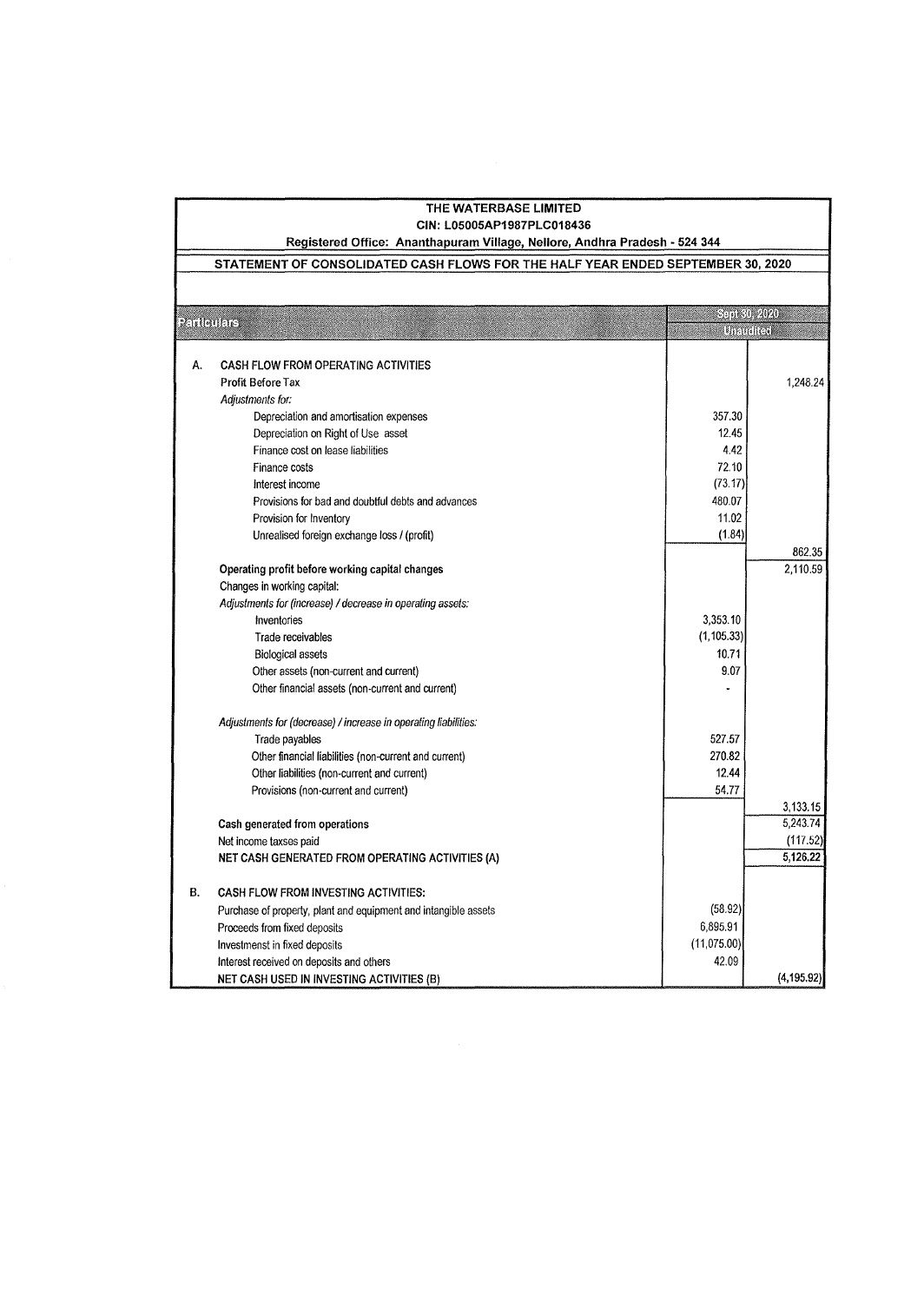**THE WATERBASE LIMITED**
**CIN: L05005AP1987PLC018436**
**Registered Office: Ananthapuram Village, Nellore, Andhra Pradesh - 524 344**

**STATEMENT OF CONSOLIDATED CASH FLOWS FOR THE HALF YEAR ENDED SEPTEMBER 30, 2020**

| Particulars | Sept 30, 2020 Unaudited | |
|---|---|---|
| **A. CASH FLOW FROM OPERATING ACTIVITIES** | | |
| Profit Before Tax | | 1,248.24 |
| *Adjustments for:* | | |
| Depreciation and amortisation expenses | 357.30 | |
| Depreciation on Right of Use asset | 12.45 | |
| Finance cost on lease liabilities | 4.42 | |
| Finance costs | 72.10 | |
| Interest income | (73.17) | |
| Provisions for bad and doubtful debts and advances | 480.07 | |
| Provision for Inventory | 11.02 | |
| Unrealised foreign exchange loss / (profit) | (1.84) | |
| | | 862.35 |
| **Operating profit before working capital changes** | | 2,110.59 |
| Changes in working capital: | | |
| *Adjustments for (increase) / decrease in operating assets:* | | |
| Inventories | 3,353.10 | |
| Trade receivables | (1,105.33) | |
| Biological assets | 10.71 | |
| Other assets (non-current and current) | 9.07 | |
| Other financial assets (non-current and current) | - | |
| *Adjustments for (decrease) / increase in operating liabilities:* | | |
| Trade payables | 527.57 | |
| Other financial liabilities (non-current and current) | 270.82 | |
| Other liabilities (non-current and current) | 12.44 | |
| Provisions (non-current and current) | 54.77 | |
| | | 3,133.15 |
| **Cash generated from operations** | | 5,243.74 |
| Net income taxses paid | | (117.52) |
| **NET CASH GENERATED FROM OPERATING ACTIVITIES (A)** | | 5,126.22 |
| **B. CASH FLOW FROM INVESTING ACTIVITIES:** | | |
| Purchase of property, plant and equipment and intangible assets | (58.92) | |
| Proceeds from fixed deposits | 6,895.91 | |
| Investmenst in fixed deposits | (11,075.00) | |
| Interest received on deposits and others | 42.09 | |
| **NET CASH USED IN INVESTING ACTIVITIES (B)** | | (4,195.92) |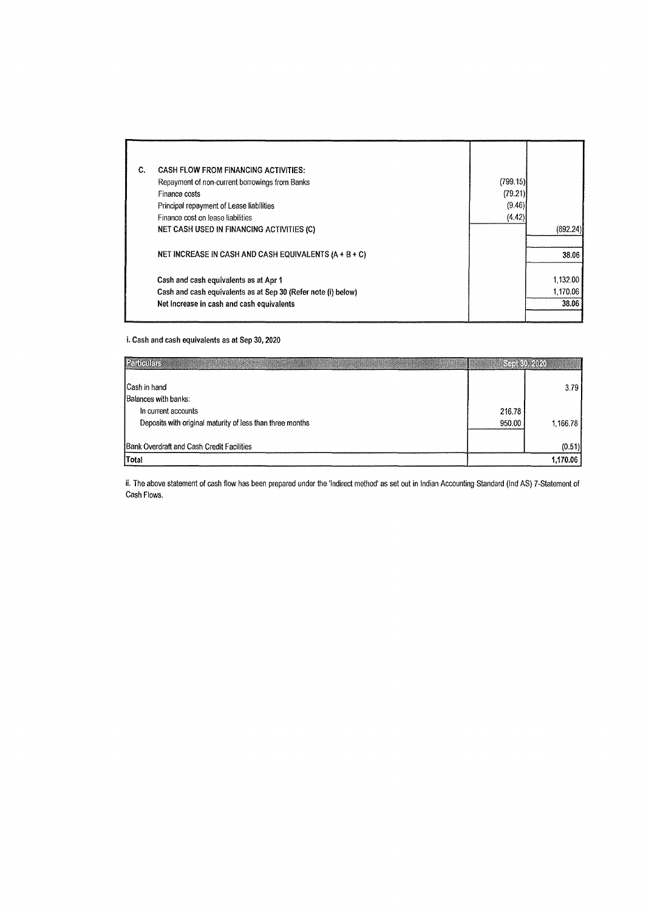| | | | |
|---|---|---|---|
| C. | **CASH FLOW FROM FINANCING ACTIVITIES:** | | |
| | Repayment of non-current borrowings from Banks | (799.15) | |
| | Finance costs | (79.21) | |
| | Principal repayment of Lease liabilities | (9.46) | |
| | Finance cost on lease liabilities | (4.42) | |
| | **NET CASH USED IN FINANCING ACTIVITIES (C)** | | (892.24) |
| | | | |
| | **NET INCREASE IN CASH AND CASH EQUIVALENTS (A + B + C)** | | **38.06** |
| | | | |
| | **Cash and cash equivalents as at Apr 1** | | 1,132.00 |
| | **Cash and cash equivalents as at Sep 30 (Refer note (i) below)** | | 1,170.06 |
| | **Net Increase in cash and cash equivalents** | | **38.06** |

**i. Cash and cash equivalents as at Sep 30, 2020**

| Particulars | Sept 30, 2020 | |
|---|---|---|
| Cash in hand | | 3.79 |
| Balances with banks: | | |
| In current accounts | 216.78 | |
| Deposits with original maturity of less than three months | 950.00 | 1,166.78 |
| | | |
| Bank Overdraft and Cash Credit Facilities | | (0.51) |
| **Total** | | **1,170.06** |

ii. The above statement of cash flow has been prepared under the 'Indirect method' as set out in Indian Accounting Standard (Ind AS) 7-Statement of Cash Flows.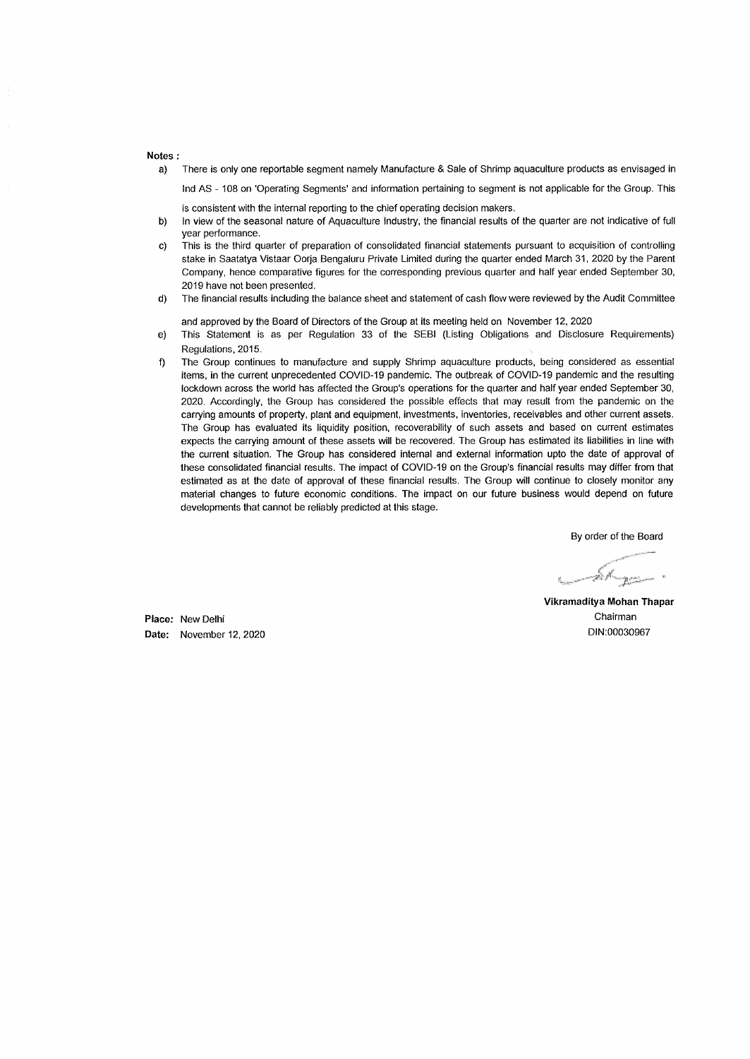**Notes :**

a) There is only one reportable segment namely Manufacture & Sale of Shrimp aquaculture products as envisaged in Ind AS - 108 on 'Operating Segments' and information pertaining to segment is not applicable for the Group. This is consistent with the internal reporting to the chief operating decision makers.

b) In view of the seasonal nature of Aquaculture Industry, the financial results of the quarter are not indicative of full year performance.

c) This is the third quarter of preparation of consolidated financial statements pursuant to acquisition of controlling stake in Saatatya Vistaar Oorja Bengaluru Private Limited during the quarter ended March 31, 2020 by the Parent Company, hence comparative figures for the corresponding previous quarter and half year ended September 30, 2019 have not been presented.

d) The financial results including the balance sheet and statement of cash flow were reviewed by the Audit Committee and approved by the Board of Directors of the Group at its meeting held on November 12, 2020

e) This Statement is as per Regulation 33 of the SEBI (Listing Obligations and Disclosure Requirements) Regulations, 2015.

f) The Group continues to manufacture and supply Shrimp aquaculture products, being considered as essential items, in the current unprecedented COVID-19 pandemic. The outbreak of COVID-19 pandemic and the resulting lockdown across the world has affected the Group's operations for the quarter and half year ended September 30, 2020. Accordingly, the Group has considered the possible effects that may result from the pandemic on the carrying amounts of property, plant and equipment, investments, inventories, receivables and other current assets. The Group has evaluated its liquidity position, recoverability of such assets and based on current estimates expects the carrying amount of these assets will be recovered. The Group has estimated its liabilities in line with the current situation. The Group has considered internal and external information upto the date of approval of these consolidated financial results. The impact of COVID-19 on the Group's financial results may differ from that estimated as at the date of approval of these financial results. The Group will continue to closely monitor any material changes to future economic conditions. The impact on our future business would depend on future developments that cannot be reliably predicted at this stage.

By order of the Board

**Vikramaditya Mohan Thapar**
Chairman
DIN:00030967

**Place:** New Delhi
**Date:** November 12, 2020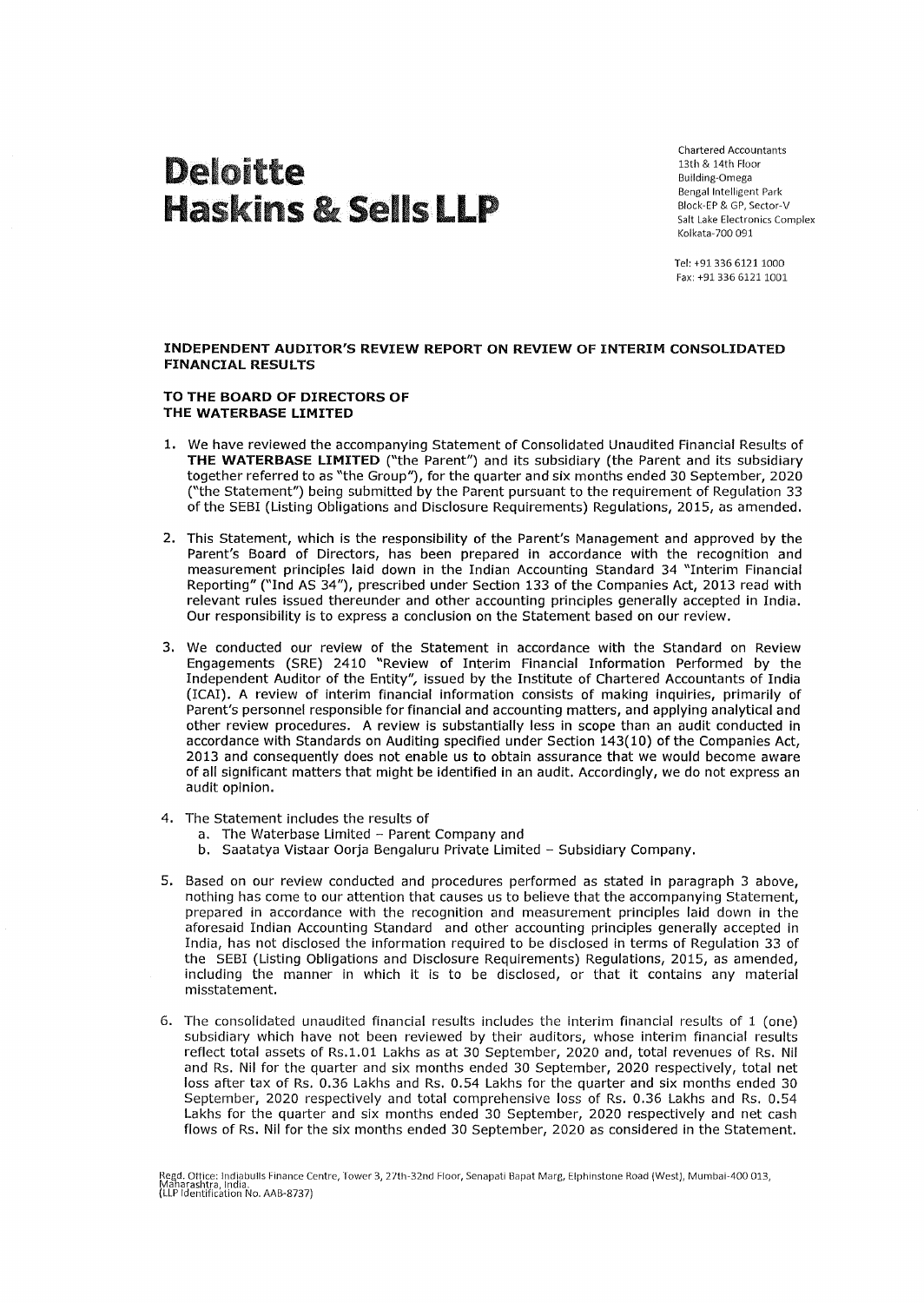# Deloitte Haskins & Sells LLP

Chartered Accountants
13th & 14th Floor
Building-Omega
Bengal Intelligent Park
Block-EP & GP, Sector-V
Salt Lake Electronics Complex
Kolkata-700 091

Tel: +91 336 6121 1000
Fax: +91 336 6121 1001

**INDEPENDENT AUDITOR'S REVIEW REPORT ON REVIEW OF INTERIM CONSOLIDATED FINANCIAL RESULTS**

**TO THE BOARD OF DIRECTORS OF**
**THE WATERBASE LIMITED**

1. We have reviewed the accompanying Statement of Consolidated Unaudited Financial Results of **THE WATERBASE LIMITED** ("the Parent") and its subsidiary (the Parent and its subsidiary together referred to as "the Group"), for the quarter and six months ended 30 September, 2020 ("the Statement") being submitted by the Parent pursuant to the requirement of Regulation 33 of the SEBI (Listing Obligations and Disclosure Requirements) Regulations, 2015, as amended.

2. This Statement, which is the responsibility of the Parent's Management and approved by the Parent's Board of Directors, has been prepared in accordance with the recognition and measurement principles laid down in the Indian Accounting Standard 34 "Interim Financial Reporting" ("Ind AS 34"), prescribed under Section 133 of the Companies Act, 2013 read with relevant rules issued thereunder and other accounting principles generally accepted in India. Our responsibility is to express a conclusion on the Statement based on our review.

3. We conducted our review of the Statement in accordance with the Standard on Review Engagements (SRE) 2410 "Review of Interim Financial Information Performed by the Independent Auditor of the Entity", issued by the Institute of Chartered Accountants of India (ICAI). A review of interim financial information consists of making inquiries, primarily of Parent's personnel responsible for financial and accounting matters, and applying analytical and other review procedures. A review is substantially less in scope than an audit conducted in accordance with Standards on Auditing specified under Section 143(10) of the Companies Act, 2013 and consequently does not enable us to obtain assurance that we would become aware of all significant matters that might be identified in an audit. Accordingly, we do not express an audit opinion.

4. The Statement includes the results of
   a. The Waterbase Limited – Parent Company and
   b. Saatatya Vistaar Oorja Bengaluru Private Limited – Subsidiary Company.

5. Based on our review conducted and procedures performed as stated in paragraph 3 above, nothing has come to our attention that causes us to believe that the accompanying Statement, prepared in accordance with the recognition and measurement principles laid down in the aforesaid Indian Accounting Standard and other accounting principles generally accepted in India, has not disclosed the information required to be disclosed in terms of Regulation 33 of the SEBI (Listing Obligations and Disclosure Requirements) Regulations, 2015, as amended, including the manner in which it is to be disclosed, or that it contains any material misstatement.

6. The consolidated unaudited financial results includes the interim financial results of 1 (one) subsidiary which have not been reviewed by their auditors, whose interim financial results reflect total assets of Rs.1.01 Lakhs as at 30 September, 2020 and, total revenues of Rs. Nil and Rs. Nil for the quarter and six months ended 30 September, 2020 respectively, total net loss after tax of Rs. 0.36 Lakhs and Rs. 0.54 Lakhs for the quarter and six months ended 30 September, 2020 respectively and total comprehensive loss of Rs. 0.36 Lakhs and Rs. 0.54 Lakhs for the quarter and six months ended 30 September, 2020 respectively and net cash flows of Rs. Nil for the six months ended 30 September, 2020 as considered in the Statement.

Regd. Office: Indiabulls Finance Centre, Tower 3, 27th-32nd Floor, Senapati Bapat Marg, Elphinstone Road (West), Mumbai-400 013, Maharashtra, India.
(LLP Identification No. AAB-8737)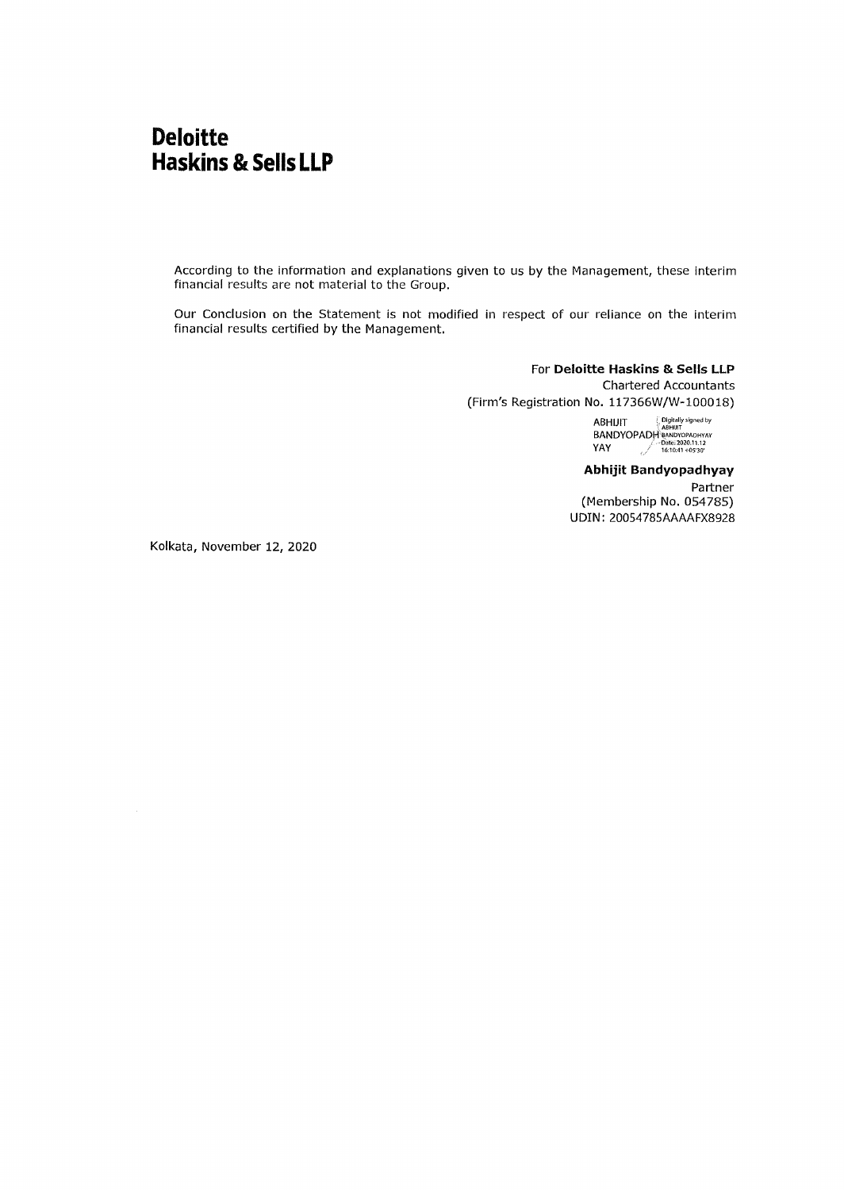**Deloitte**
**Haskins & Sells LLP**

According to the information and explanations given to us by the Management, these interim financial results are not material to the Group.

Our Conclusion on the Statement is not modified in respect of our reliance on the interim financial results certified by the Management.

For **Deloitte Haskins & Sells LLP**
Chartered Accountants
(Firm's Registration No. 117366W/W-100018)

ABHIJIT BANDYOPADHYAY
Digitally signed by ABHIJIT BANDYOPADHYAY
Date: 2020.11.12 16:10:41 +05'30'

**Abhijit Bandyopadhyay**
Partner
(Membership No. 054785)
UDIN: 20054785AAAAFX8928

Kolkata, November 12, 2020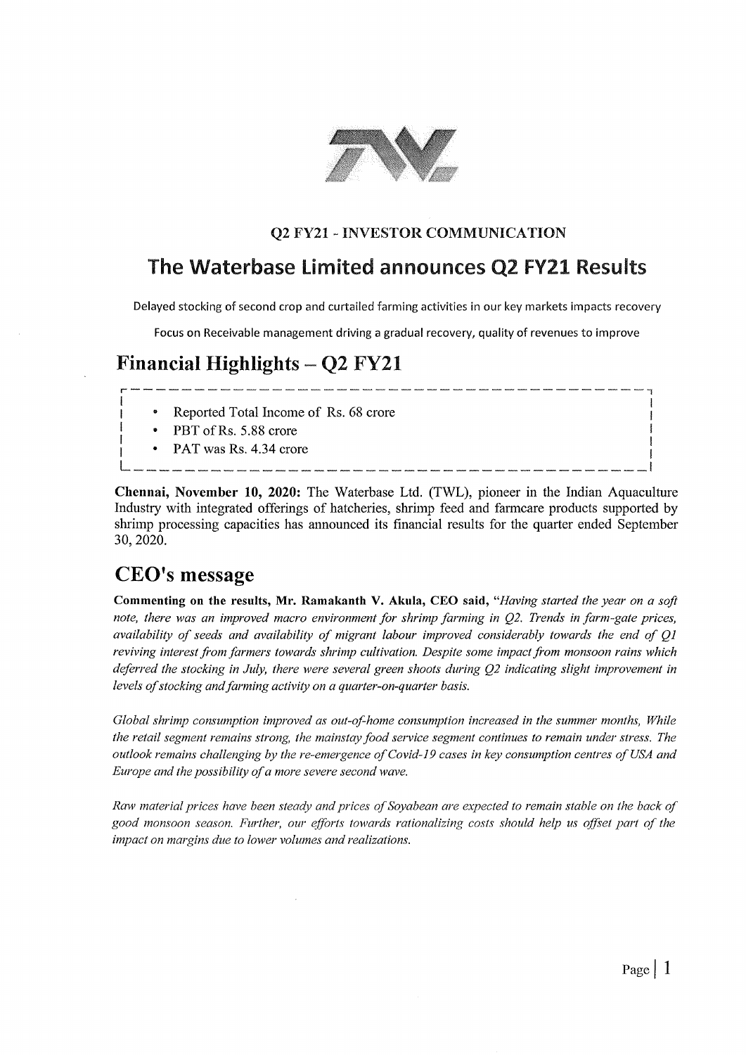### Q2 FY21 - INVESTOR COMMUNICATION

# The Waterbase Limited announces Q2 FY21 Results

Delayed stocking of second crop and curtailed farming activities in our key markets impacts recovery

Focus on Receivable management driving a gradual recovery, quality of revenues to improve

## Financial Highlights – Q2 FY21

- Reported Total Income of Rs. 68 crore
- PBT of Rs. 5.88 crore
- PAT was Rs. 4.34 crore

**Chennai, November 10, 2020:** The Waterbase Ltd. (TWL), pioneer in the Indian Aquaculture Industry with integrated offerings of hatcheries, shrimp feed and farmcare products supported by shrimp processing capacities has announced its financial results for the quarter ended September 30, 2020.

## CEO's message

**Commenting on the results, Mr. Ramakanth V. Akula, CEO said,** "*Having started the year on a soft note, there was an improved macro environment for shrimp farming in Q2. Trends in farm-gate prices, availability of seeds and availability of migrant labour improved considerably towards the end of Q1 reviving interest from farmers towards shrimp cultivation. Despite some impact from monsoon rains which deferred the stocking in July, there were several green shoots during Q2 indicating slight improvement in levels of stocking and farming activity on a quarter-on-quarter basis.*

*Global shrimp consumption improved as out-of-home consumption increased in the summer months, While the retail segment remains strong, the mainstay food service segment continues to remain under stress. The outlook remains challenging by the re-emergence of Covid-19 cases in key consumption centres of USA and Europe and the possibility of a more severe second wave.*

*Raw material prices have been steady and prices of Soyabean are expected to remain stable on the back of good monsoon season. Further, our efforts towards rationalizing costs should help us offset part of the impact on margins due to lower volumes and realizations.*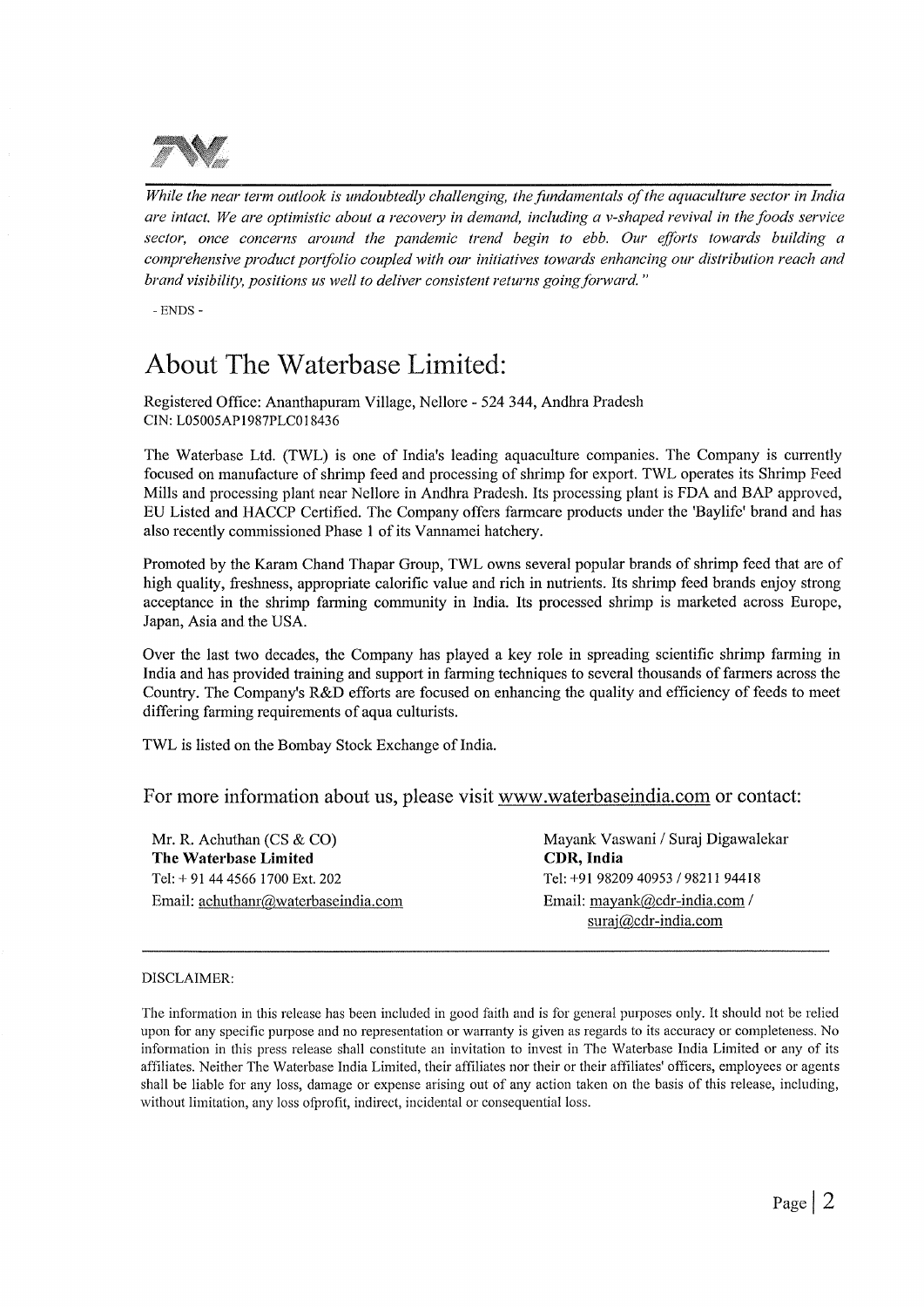*While the near term outlook is undoubtedly challenging, the fundamentals of the aquaculture sector in India are intact. We are optimistic about a recovery in demand, including a v-shaped revival in the foods service sector, once concerns around the pandemic trend begin to ebb. Our efforts towards building a comprehensive product portfolio coupled with our initiatives towards enhancing our distribution reach and brand visibility, positions us well to deliver consistent returns going forward."*

- ENDS -

# About The Waterbase Limited:

Registered Office: Ananthapuram Village, Nellore - 524 344, Andhra Pradesh
CIN: L05005AP1987PLC018436

The Waterbase Ltd. (TWL) is one of India's leading aquaculture companies. The Company is currently focused on manufacture of shrimp feed and processing of shrimp for export. TWL operates its Shrimp Feed Mills and processing plant near Nellore in Andhra Pradesh. Its processing plant is FDA and BAP approved, EU Listed and HACCP Certified. The Company offers farmcare products under the 'Baylife' brand and has also recently commissioned Phase 1 of its Vannamei hatchery.

Promoted by the Karam Chand Thapar Group, TWL owns several popular brands of shrimp feed that are of high quality, freshness, appropriate calorific value and rich in nutrients. Its shrimp feed brands enjoy strong acceptance in the shrimp farming community in India. Its processed shrimp is marketed across Europe, Japan, Asia and the USA.

Over the last two decades, the Company has played a key role in spreading scientific shrimp farming in India and has provided training and support in farming techniques to several thousands of farmers across the Country. The Company's R&D efforts are focused on enhancing the quality and efficiency of feeds to meet differing farming requirements of aqua culturists.

TWL is listed on the Bombay Stock Exchange of India.

## For more information about us, please visit www.waterbaseindia.com or contact:

Mr. R. Achuthan (CS & CO)
**The Waterbase Limited**
Tel: + 91 44 4566 1700 Ext. 202
Email: achuthanr@waterbaseindia.com

Mayank Vaswani / Suraj Digawalekar
**CDR, India**
Tel: +91 98209 40953 / 98211 94418
Email: mayank@cdr-india.com / suraj@cdr-india.com

DISCLAIMER:

The information in this release has been included in good faith and is for general purposes only. It should not be relied upon for any specific purpose and no representation or warranty is given as regards to its accuracy or completeness. No information in this press release shall constitute an invitation to invest in The Waterbase India Limited or any of its affiliates. Neither The Waterbase India Limited, their affiliates nor their or their affiliates' officers, employees or agents shall be liable for any loss, damage or expense arising out of any action taken on the basis of this release, including, without limitation, any loss ofprofit, indirect, incidental or consequential loss.